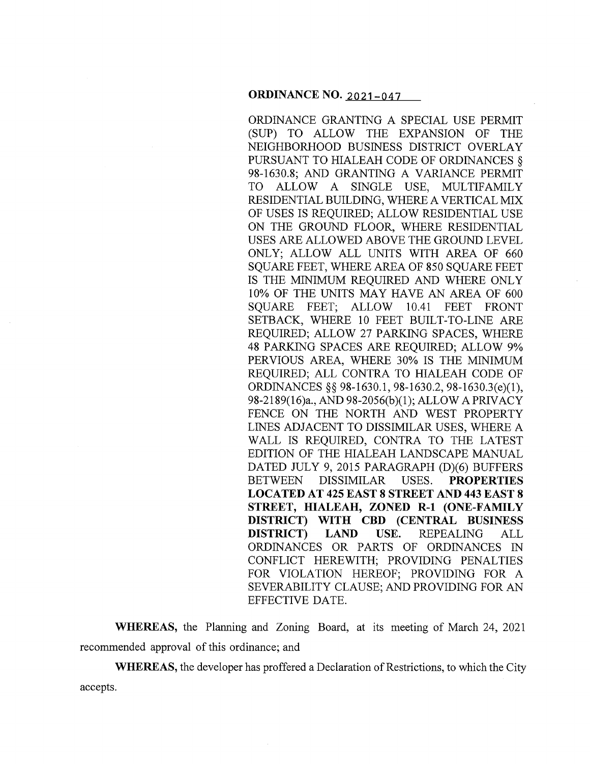**ORDINANCE NO. 2021-047**

ORDINANCE GRANTING A SPECIAL USE PERMIT (SUP) TO ALLOW THE EXPANSION OF THE NEIGHBORHOOD BUSINESS DISTRICT OVERLAY PURSUANT TO HIALEAH CODE OF ORDINANCES § 98-1630.8; AND GRANTING A VARIANCE PERMIT TO ALLOW A SINGLE USE, MULTIFAMILY RESIDENTIAL BUILDING, WHERE A VERTICAL MIX OF USES IS REQUIRED; ALLOW RESIDENTIAL USE ON THE GROUND FLOOR, WHERE RESIDENTIAL USES ARE ALLOWED ABOVE THE GROUND LEVEL ONLY; ALLOW ALL UNITS WITH AREA OF 660 SQUARE FEET, WHERE AREA OF 850 SQUARE FEET IS THE MINIMUM REQUIRED AND WHERE ONLY 10% OF THE UNITS MAY HAVE AN AREA OF 600 SQUARE FEET; ALLOW 10.41 FEET FRONT SETBACK, WHERE 10 FEET BUILT-TO-LINE ARE REQUIRED; ALLOW 27 PARKING SPACES, WHERE 48 PARKING SPACES ARE REQUIRED; ALLOW 9% PERVIOUS AREA, WHERE 30% IS THE MINIMUM REQUIRED; ALL CONTRA TO HIALEAH CODE OF ORDINANCES §§ 98-1630.1, 98-1630.2, 98-1630.3(e)(1), 98-2189(16)a., AND 98-2056(b)(1); ALLOW A PRIVACY FENCE ON THE NORTH AND WEST PROPERTY LINES ADJACENT TO DISSIMILAR USES, WHERE A WALL IS REQUIRED, CONTRA TO THE LATEST EDITION OF THE HIALEAH LANDSCAPE MANUAL DATED JULY 9, 2015 PARAGRAPH (D)(6) BUFFERS BETWEEN DISSIMILAR USES. **PROPERTIES LOCATED AT 425 EAST 8 STREET AND 443 EAST 8 STREET, HIALEAH, ZONED R-1 (ONE-FAMILY DISTRICT) WITH CBD (CENTRAL BUSINESS DISTRICT) LAND USE.** REPEALING ALL ORDINANCES OR PARTS OF ORDINANCES IN CONFLICT HEREWITH; PROVIDING PENALTIES FOR VIOLATION HEREOF; PROVIDING FOR A SEVERABILITY CLAUSE; AND PROVIDING FOR AN EFFECTIVE DATE.

**WHEREAS,** the Planning and Zoning Board, at its meeting of March 24, 2021 recommended approval of this ordinance; and

**WHEREAS,** the developer has proffered a Declaration of Restrictions, to which the City accepts.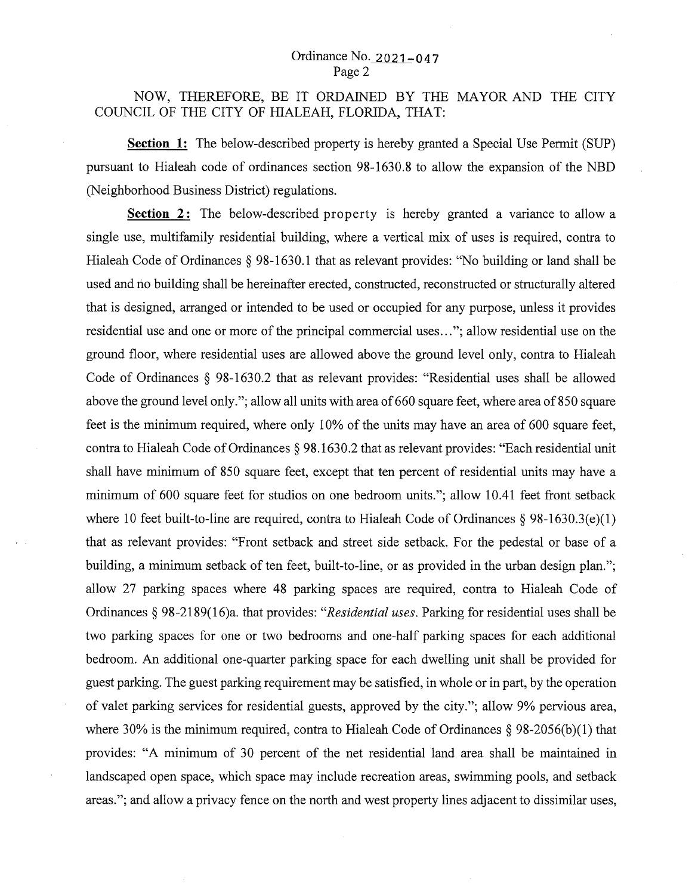NOW, THEREFORE, BE IT ORDAINED BY THE MAYOR AND THE CITY COUNCIL OF THE CITY OF HIALEAH, FLORIDA, THAT:

**Section 1:** The below-described property is hereby granted a Special Use Permit (SUP) pursuant to Hialeah code of ordinances section 98-1630.8 to allow the expansion of the NBD (Neighborhood Business District) regulations.

**Section 2:** The below-described property is hereby granted a variance to allow a single use, multifamily residential building, where a vertical mix of uses is required, contra to Hialeah Code of Ordinances § 98-1630.1 that as relevant provides: "No building or land shall be used and no building shall be hereinafter erected, constructed, reconstructed or structurally altered that is designed, arranged or intended to be used or occupied for any purpose, unless it provides residential use and one or more of the principal commercial uses…"; allow residential use on the ground floor, where residential uses are allowed above the ground level only, contra to Hialeah Code of Ordinances § 98-1630.2 that as relevant provides: "Residential uses shall be allowed above the ground level only."; allow all units with area of 660 square feet, where area of 850 square feet is the minimum required, where only 10% of the units may have an area of 600 square feet, contra to Hialeah Code of Ordinances § 98.1630.2 that as relevant provides: "Each residential unit shall have minimum of 850 square feet, except that ten percent of residential units may have a minimum of 600 square feet for studios on one bedroom units."; allow 10.41 feet front setback where 10 feet built-to-line are required, contra to Hialeah Code of Ordinances § 98-1630.3(e)(1) that as relevant provides: "Front setback and street side setback. For the pedestal or base of a building, a minimum setback of ten feet, built-to-line, or as provided in the urban design plan."; allow 27 parking spaces where 48 parking spaces are required, contra to Hialeah Code of Ordinances § 98-2189(16)a. that provides: "*Residential uses*. Parking for residential uses shall be two parking spaces for one or two bedrooms and one-half parking spaces for each additional bedroom. An additional one-quarter parking space for each dwelling unit shall be provided for guest parking. The guest parking requirement may be satisfied, in whole or in part, by the operation of valet parking services for residential guests, approved by the city."; allow 9% pervious area, where 30% is the minimum required, contra to Hialeah Code of Ordinances § 98-2056(b)(1) that provides: "A minimum of 30 percent of the net residential land area shall be maintained in landscaped open space, which space may include recreation areas, swimming pools, and setback areas."; and allow a privacy fence on the north and west property lines adjacent to dissimilar uses,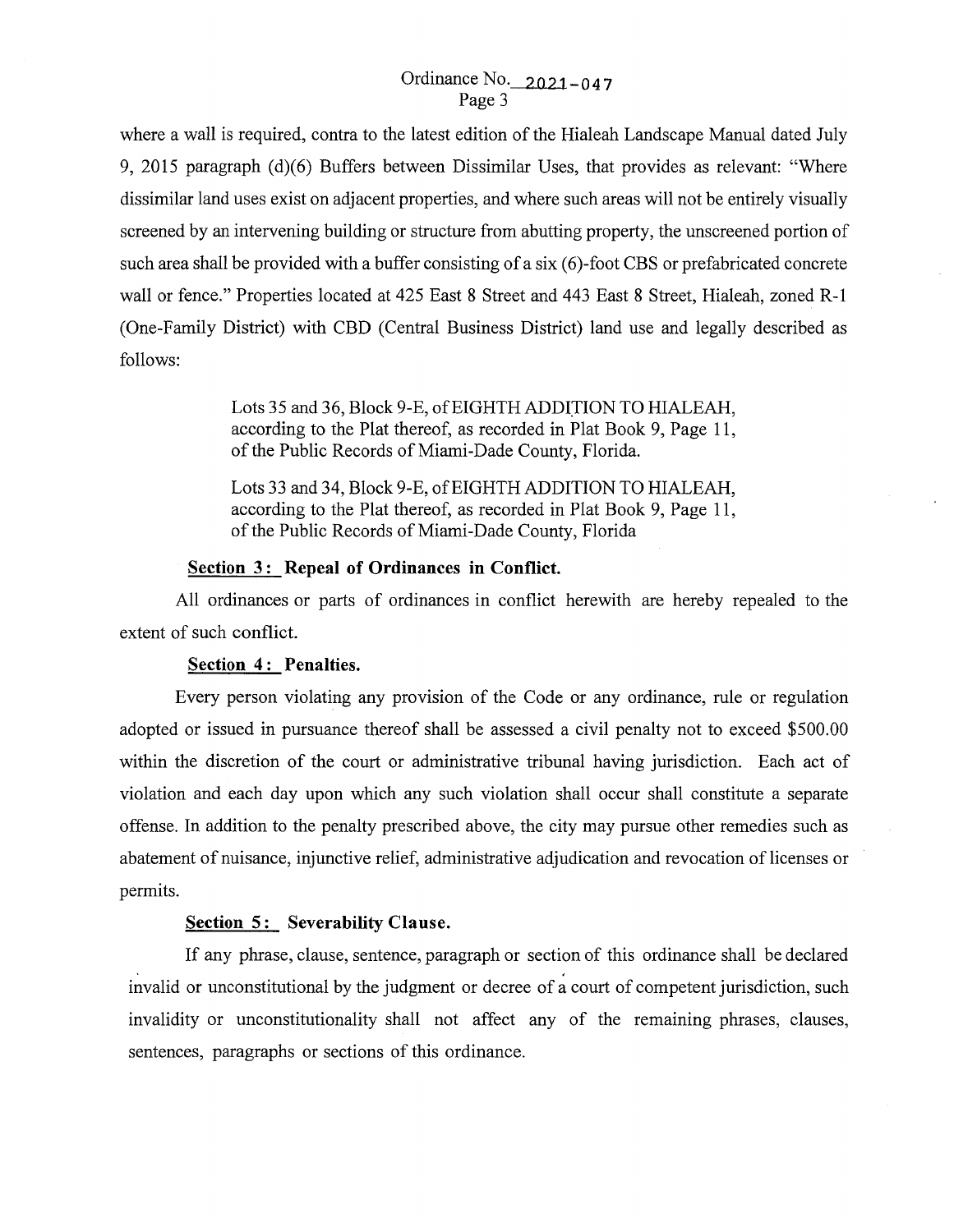where a wall is required, contra to the latest edition of the Hialeah Landscape Manual dated July 9, 2015 paragraph (d)(6) Buffers between Dissimilar Uses, that provides as relevant: "Where dissimilar land uses exist on adjacent properties, and where such areas will not be entirely visually screened by an intervening building or structure from abutting property, the unscreened portion of such area shall be provided with a buffer consisting of a six (6)-foot CBS or prefabricated concrete wall or fence." Properties located at 425 East 8 Street and 443 East 8 Street, Hialeah, zoned R-1 (One-Family District) with CBD (Central Business District) land use and legally described as follows:

> Lots 35 and 36, Block 9-E, of EIGHTH ADDITION TO HIALEAH, according to the Plat thereof, as recorded in Plat Book 9, Page 11, of the Public Records of Miami-Dade County, Florida.
>
> Lots 33 and 34, Block 9-E, of EIGHTH ADDITION TO HIALEAH, according to the Plat thereof, as recorded in Plat Book 9, Page 11, of the Public Records of Miami-Dade County, Florida

**Section 3: Repeal of Ordinances in Conflict.**

All ordinances or parts of ordinances in conflict herewith are hereby repealed to the extent of such conflict.

**Section 4: Penalties.**

Every person violating any provision of the Code or any ordinance, rule or regulation adopted or issued in pursuance thereof shall be assessed a civil penalty not to exceed $500.00 within the discretion of the court or administrative tribunal having jurisdiction. Each act of violation and each day upon which any such violation shall occur shall constitute a separate offense. In addition to the penalty prescribed above, the city may pursue other remedies such as abatement of nuisance, injunctive relief, administrative adjudication and revocation of licenses or permits.

**Section 5: Severability Clause.**

If any phrase, clause, sentence, paragraph or section of this ordinance shall be declared invalid or unconstitutional by the judgment or decree of a court of competent jurisdiction, such invalidity or unconstitutionality shall not affect any of the remaining phrases, clauses, sentences, paragraphs or sections of this ordinance.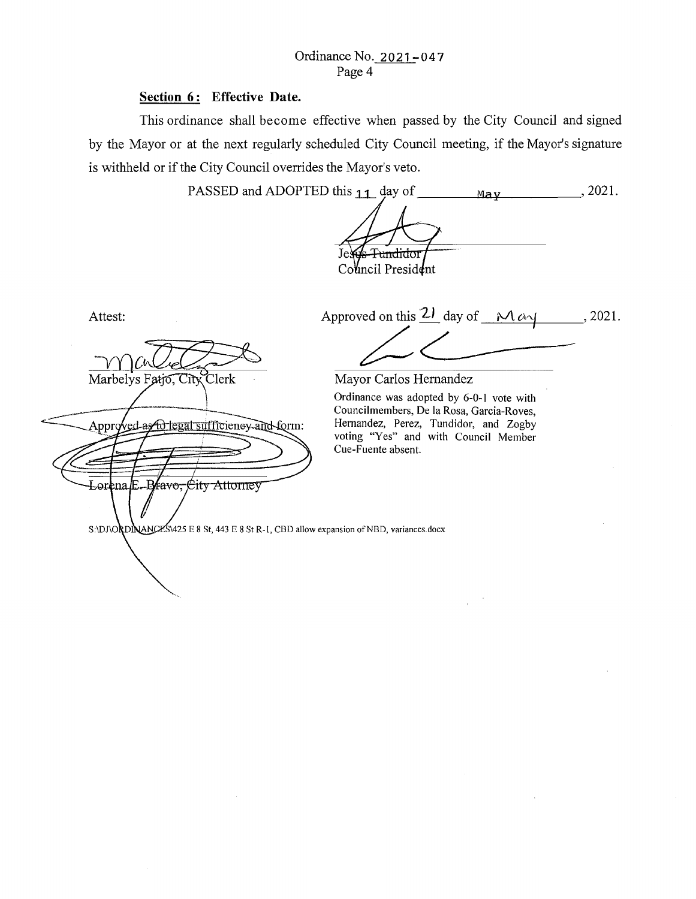Ordinance No. 2021-047

**Section 6: Effective Date.**

This ordinance shall become effective when passed by the City Council and signed by the Mayor or at the next regularly scheduled City Council meeting, if the Mayor's signature is withheld or if the City Council overrides the Mayor's veto.

PASSED and ADOPTED this 11 day of May, 2021.

Jesus Tundidor
Council President

Attest:

Marbelys Fatjo, City Clerk

Approved as to legal sufficiency and form:

Lorena E. Bravo, City Attorney

Approved on this 21 day of May, 2021.

Mayor Carlos Hernandez

Ordinance was adopted by 6-0-1 vote with Councilmembers, De la Rosa, Garcia-Roves, Hernandez, Perez, Tundidor, and Zogby voting "Yes" and with Council Member Cue-Fuente absent.

S:\DJ\ORDINANCES\425 E 8 St, 443 E 8 St R-1, CBD allow expansion of NBD, variances.docx